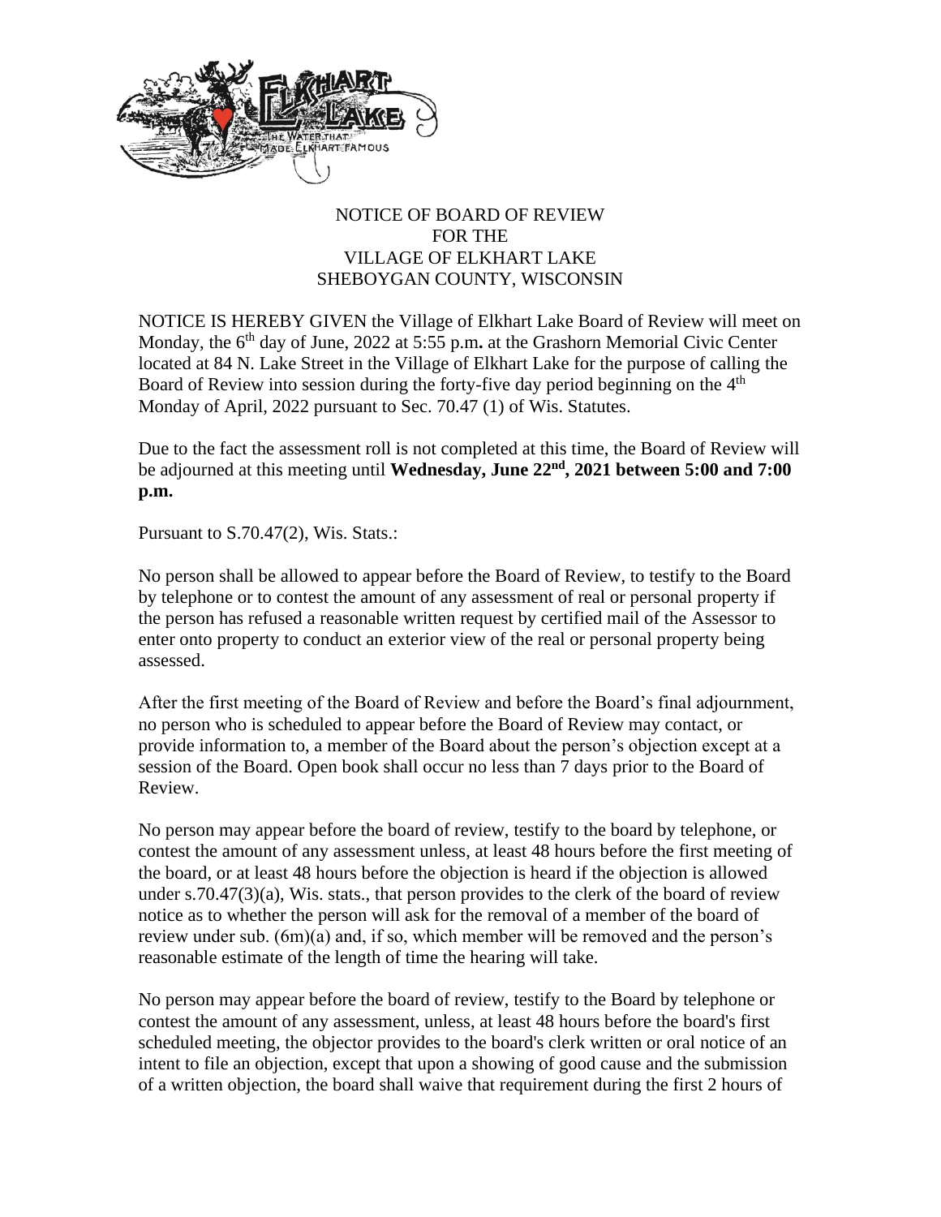# NOTICE OF BOARD OF REVIEW
# FOR THE
# VILLAGE OF ELKHART LAKE
# SHEBOYGAN COUNTY, WISCONSIN

NOTICE IS HEREBY GIVEN the Village of Elkhart Lake Board of Review will meet on Monday, the 6th day of June, 2022 at 5:55 p.m**.** at the Grashorn Memorial Civic Center located at 84 N. Lake Street in the Village of Elkhart Lake for the purpose of calling the Board of Review into session during the forty-five day period beginning on the 4th Monday of April, 2022 pursuant to Sec. 70.47 (1) of Wis. Statutes.

Due to the fact the assessment roll is not completed at this time, the Board of Review will be adjourned at this meeting until **Wednesday, June 22nd, 2021 between 5:00 and 7:00 p.m.**

Pursuant to S.70.47(2), Wis. Stats.:

No person shall be allowed to appear before the Board of Review, to testify to the Board by telephone or to contest the amount of any assessment of real or personal property if the person has refused a reasonable written request by certified mail of the Assessor to enter onto property to conduct an exterior view of the real or personal property being assessed.

After the first meeting of the Board of Review and before the Board's final adjournment, no person who is scheduled to appear before the Board of Review may contact, or provide information to, a member of the Board about the person's objection except at a session of the Board. Open book shall occur no less than 7 days prior to the Board of Review.

No person may appear before the board of review, testify to the board by telephone, or contest the amount of any assessment unless, at least 48 hours before the first meeting of the board, or at least 48 hours before the objection is heard if the objection is allowed under s.70.47(3)(a), Wis. stats., that person provides to the clerk of the board of review notice as to whether the person will ask for the removal of a member of the board of review under sub. (6m)(a) and, if so, which member will be removed and the person's reasonable estimate of the length of time the hearing will take.

No person may appear before the board of review, testify to the Board by telephone or contest the amount of any assessment, unless, at least 48 hours before the board's first scheduled meeting, the objector provides to the board's clerk written or oral notice of an intent to file an objection, except that upon a showing of good cause and the submission of a written objection, the board shall waive that requirement during the first 2 hours of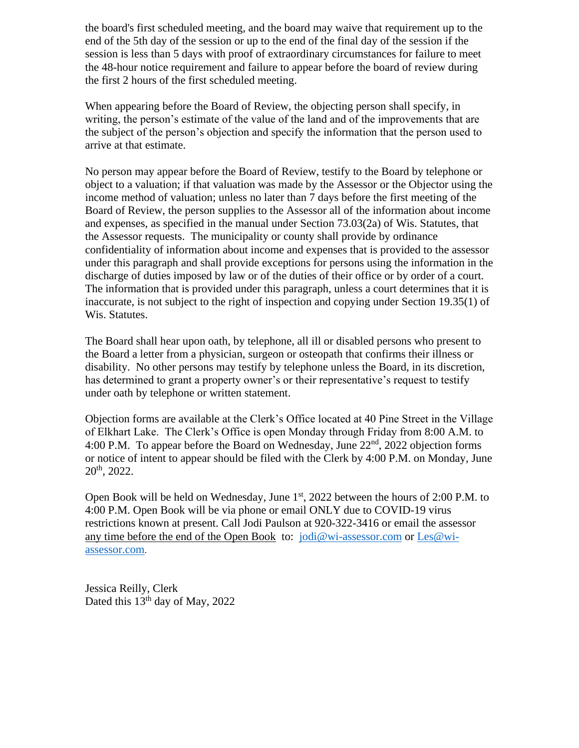the board's first scheduled meeting, and the board may waive that requirement up to the end of the 5th day of the session or up to the end of the final day of the session if the session is less than 5 days with proof of extraordinary circumstances for failure to meet the 48-hour notice requirement and failure to appear before the board of review during the first 2 hours of the first scheduled meeting.

When appearing before the Board of Review, the objecting person shall specify, in writing, the person's estimate of the value of the land and of the improvements that are the subject of the person's objection and specify the information that the person used to arrive at that estimate.

No person may appear before the Board of Review, testify to the Board by telephone or object to a valuation; if that valuation was made by the Assessor or the Objector using the income method of valuation; unless no later than 7 days before the first meeting of the Board of Review, the person supplies to the Assessor all of the information about income and expenses, as specified in the manual under Section 73.03(2a) of Wis. Statutes, that the Assessor requests. The municipality or county shall provide by ordinance confidentiality of information about income and expenses that is provided to the assessor under this paragraph and shall provide exceptions for persons using the information in the discharge of duties imposed by law or of the duties of their office or by order of a court. The information that is provided under this paragraph, unless a court determines that it is inaccurate, is not subject to the right of inspection and copying under Section 19.35(1) of Wis. Statutes.

The Board shall hear upon oath, by telephone, all ill or disabled persons who present to the Board a letter from a physician, surgeon or osteopath that confirms their illness or disability. No other persons may testify by telephone unless the Board, in its discretion, has determined to grant a property owner's or their representative's request to testify under oath by telephone or written statement.

Objection forms are available at the Clerk's Office located at 40 Pine Street in the Village of Elkhart Lake. The Clerk's Office is open Monday through Friday from 8:00 A.M. to 4:00 P.M. To appear before the Board on Wednesday, June 22nd, 2022 objection forms or notice of intent to appear should be filed with the Clerk by 4:00 P.M. on Monday, June 20th, 2022.

Open Book will be held on Wednesday, June 1st, 2022 between the hours of 2:00 P.M. to 4:00 P.M. Open Book will be via phone or email ONLY due to COVID-19 virus restrictions known at present. Call Jodi Paulson at 920-322-3416 or email the assessor any time before the end of the Open Book to: jodi@wi-assessor.com or Les@wi-assessor.com.

Jessica Reilly, Clerk
Dated this 13th day of May, 2022